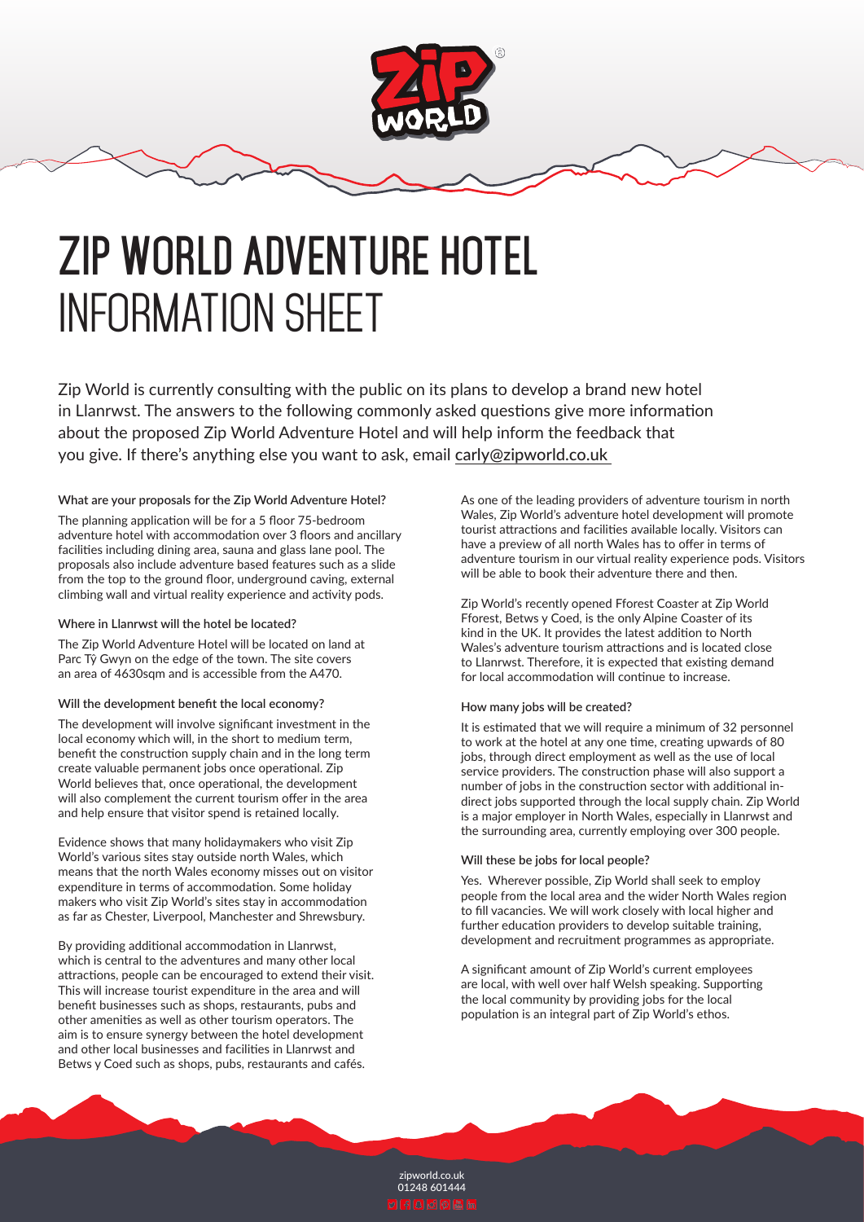# ZIP WORLD ADVENTURE HOTEL INFORMATION SHEET

Zip World is currently consulting with the public on its plans to develop a brand new hotel in Llanrwst. The answers to the following commonly asked questions give more information about the proposed Zip World Adventure Hotel and will help inform the feedback that you give. If there's anything else you want to ask, email carly@zipworld.co.uk

**What are your proposals for the Zip World Adventure Hotel?**

The planning application will be for a 5 floor 75-bedroom adventure hotel with accommodation over 3 floors and ancillary facilities including dining area, sauna and glass lane pool. The proposals also include adventure based features such as a slide from the top to the ground floor, underground caving, external climbing wall and virtual reality experience and activity pods.

**Where in Llanrwst will the hotel be located?**

The Zip World Adventure Hotel will be located on land at Parc Tŷ Gwyn on the edge of the town. The site covers an area of 4630sqm and is accessible from the A470.

**Will the development benefit the local economy?**

The development will involve significant investment in the local economy which will, in the short to medium term, benefit the construction supply chain and in the long term create valuable permanent jobs once operational. Zip World believes that, once operational, the development will also complement the current tourism offer in the area and help ensure that visitor spend is retained locally.

Evidence shows that many holidaymakers who visit Zip World's various sites stay outside north Wales, which means that the north Wales economy misses out on visitor expenditure in terms of accommodation. Some holiday makers who visit Zip World's sites stay in accommodation as far as Chester, Liverpool, Manchester and Shrewsbury.

By providing additional accommodation in Llanrwst, which is central to the adventures and many other local attractions, people can be encouraged to extend their visit. This will increase tourist expenditure in the area and will benefit businesses such as shops, restaurants, pubs and other amenities as well as other tourism operators. The aim is to ensure synergy between the hotel development and other local businesses and facilities in Llanrwst and Betws y Coed such as shops, pubs, restaurants and cafés.

As one of the leading providers of adventure tourism in north Wales, Zip World's adventure hotel development will promote tourist attractions and facilities available locally. Visitors can have a preview of all north Wales has to offer in terms of adventure tourism in our virtual reality experience pods. Visitors will be able to book their adventure there and then.

Zip World's recently opened Fforest Coaster at Zip World Fforest, Betws y Coed, is the only Alpine Coaster of its kind in the UK. It provides the latest addition to North Wales's adventure tourism attractions and is located close to Llanrwst. Therefore, it is expected that existing demand for local accommodation will continue to increase.

**How many jobs will be created?**

It is estimated that we will require a minimum of 32 personnel to work at the hotel at any one time, creating upwards of 80 jobs, through direct employment as well as the use of local service providers. The construction phase will also support a number of jobs in the construction sector with additional in-direct jobs supported through the local supply chain. Zip World is a major employer in North Wales, especially in Llanrwst and the surrounding area, currently employing over 300 people.

**Will these be jobs for local people?**

Yes. Wherever possible, Zip World shall seek to employ people from the local area and the wider North Wales region to fill vacancies. We will work closely with local higher and further education providers to develop suitable training, development and recruitment programmes as appropriate.

A significant amount of Zip World's current employees are local, with well over half Welsh speaking. Supporting the local community by providing jobs for the local population is an integral part of Zip World's ethos.

zipworld.co.uk
01248 601444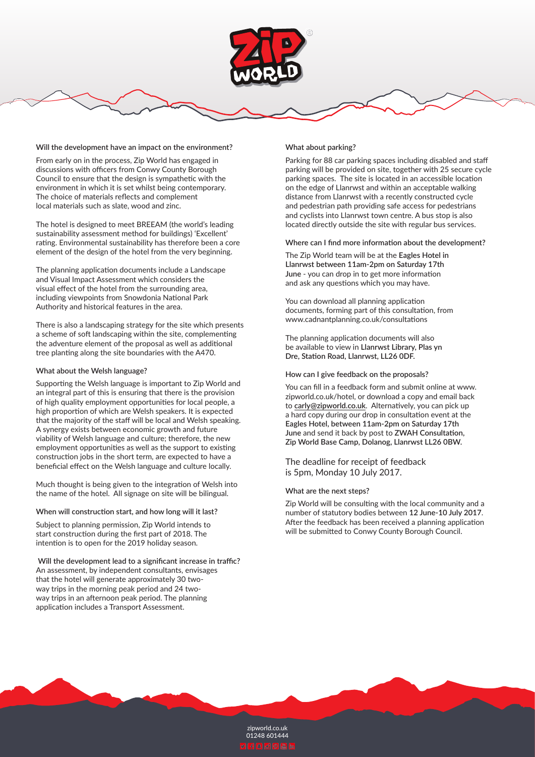### Will the development have an impact on the environment?

From early on in the process, Zip World has engaged in discussions with officers from Conwy County Borough Council to ensure that the design is sympathetic with the environment in which it is set whilst being contemporary. The choice of materials reflects and complement local materials such as slate, wood and zinc.

The hotel is designed to meet BREEAM (the world's leading sustainability assessment method for buildings) 'Excellent' rating. Environmental sustainability has therefore been a core element of the design of the hotel from the very beginning.

The planning application documents include a Landscape and Visual Impact Assessment which considers the visual effect of the hotel from the surrounding area, including viewpoints from Snowdonia National Park Authority and historical features in the area.

There is also a landscaping strategy for the site which presents a scheme of soft landscaping within the site, complementing the adventure element of the proposal as well as additional tree planting along the site boundaries with the A470.

### What about the Welsh language?

Supporting the Welsh language is important to Zip World and an integral part of this is ensuring that there is the provision of high quality employment opportunities for local people, a high proportion of which are Welsh speakers. It is expected that the majority of the staff will be local and Welsh speaking. A synergy exists between economic growth and future viability of Welsh language and culture; therefore, the new employment opportunities as well as the support to existing construction jobs in the short term, are expected to have a beneficial effect on the Welsh language and culture locally.

Much thought is being given to the integration of Welsh into the name of the hotel. All signage on site will be bilingual.

### When will construction start, and how long will it last?

Subject to planning permission, Zip World intends to start construction during the first part of 2018. The intention is to open for the 2019 holiday season.

### Will the development lead to a significant increase in traffic?

An assessment, by independent consultants, envisages that the hotel will generate approximately 30 two-way trips in the morning peak period and 24 two-way trips in an afternoon peak period. The planning application includes a Transport Assessment.

### What about parking?

Parking for 88 car parking spaces including disabled and staff parking will be provided on site, together with 25 secure cycle parking spaces. The site is located in an accessible location on the edge of Llanrwst and within an acceptable walking distance from Llanrwst with a recently constructed cycle and pedestrian path providing safe access for pedestrians and cyclists into Llanrwst town centre. A bus stop is also located directly outside the site with regular bus services.

### Where can I find more information about the development?

The Zip World team will be at the **Eagles Hotel in Llanrwst between 11am-2pm on Saturday 17th June** - you can drop in to get more information and ask any questions which you may have.

You can download all planning application documents, forming part of this consultation, from www.cadnantplanning.co.uk/consultations

The planning application documents will also be available to view in **Llanrwst Library, Plas yn Dre, Station Road, Llanrwst, LL26 0DF.**

### How can I give feedback on the proposals?

You can fill in a feedback form and submit online at www.zipworld.co.uk/hotel, or download a copy and email back to **carly@zipworld.co.uk**. Alternatively, you can pick up a hard copy during our drop in consultation event at the **Eagles Hotel, between 11am-2pm on Saturday 17th June** and send it back by post to **ZWAH Consultation, Zip World Base Camp, Dolanog, Llanrwst LL26 0BW.**

The deadline for receipt of feedback is 5pm, Monday 10 July 2017.

### What are the next steps?

Zip World will be consulting with the local community and a number of statutory bodies between **12 June-10 July 2017**. After the feedback has been received a planning application will be submitted to Conwy County Borough Council.

zipworld.co.uk
01248 601444